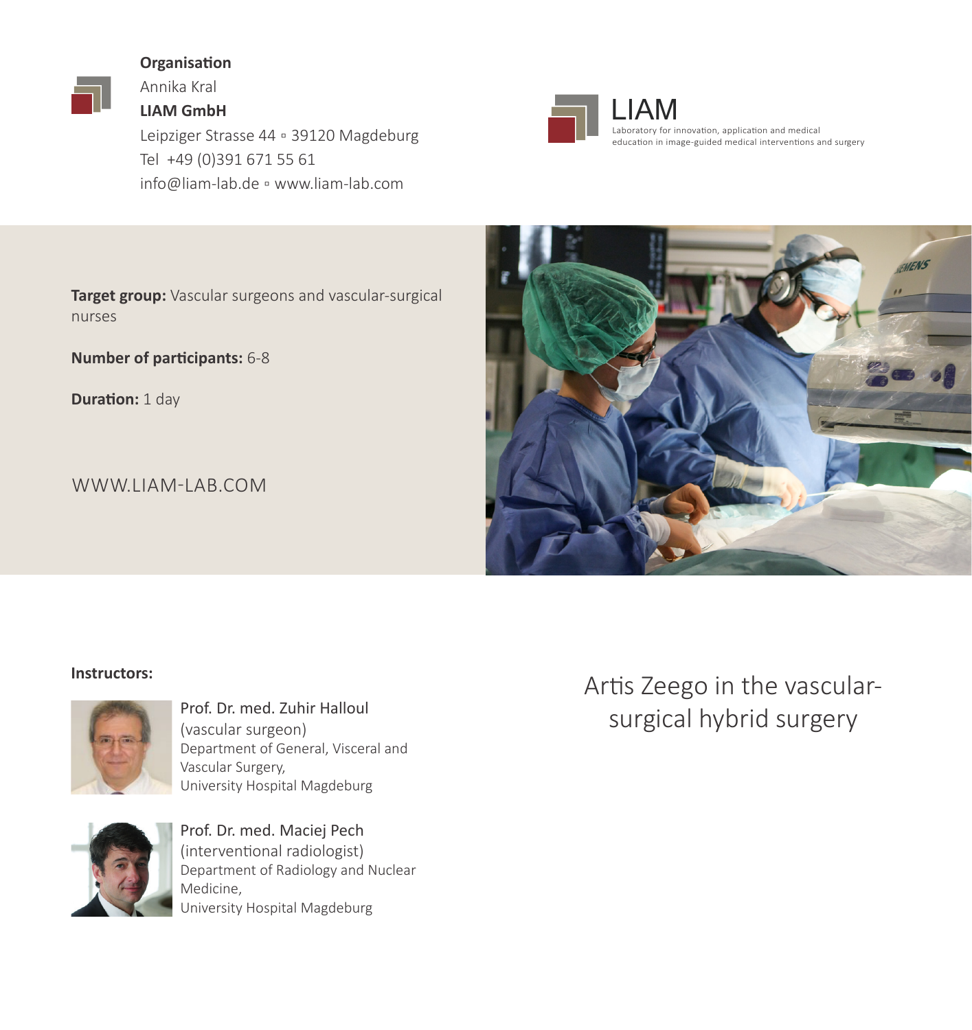**Organisation**

Annika Kral

**LIAM GmbH**

Leipziger Strasse 44 ▫ 39120 Magdeburg

Tel +49 (0)391 671 55 61

info@liam-lab.de ▫ www.liam-lab.com

LIAM

Laboratory for innovation, application and medical education in image-guided medical interventions and surgery

**Target group:** Vascular surgeons and vascular-surgical nurses

**Number of participants:** 6-8

**Duration:** 1 day

WWW.LIAM-LAB.COM

**Instructors:**

Prof. Dr. med. Zuhir Halloul
(vascular surgeon)
Department of General, Visceral and Vascular Surgery,
University Hospital Magdeburg

Prof. Dr. med. Maciej Pech
(interventional radiologist)
Department of Radiology and Nuclear Medicine,
University Hospital Magdeburg

# Artis Zeego in the vascular-surgical hybrid surgery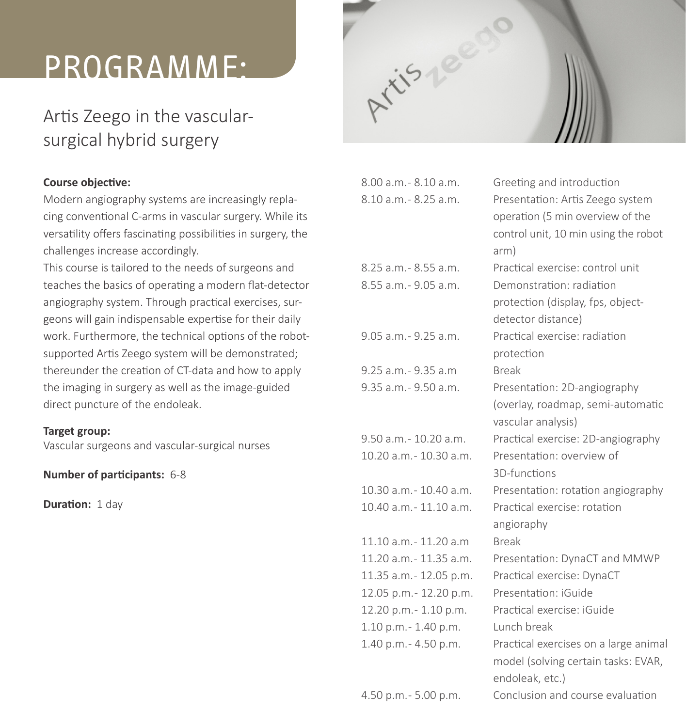# PROGRAMME:

## Artis Zeego in the vascular-surgical hybrid surgery

**Course objective:**
Modern angiography systems are increasingly replacing conventional C-arms in vascular surgery. While its versatility offers fascinating possibilities in surgery, the challenges increase accordingly.
This course is tailored to the needs of surgeons and teaches the basics of operating a modern flat-detector angiography system. Through practical exercises, surgeons will gain indispensable expertise for their daily work. Furthermore, the technical options of the robot-supported Artis Zeego system will be demonstrated; thereunder the creation of CT-data and how to apply the imaging in surgery as well as the image-guided direct puncture of the endoleak.

**Target group:**
Vascular surgeons and vascular-surgical nurses

**Number of participants:** 6-8

**Duration:** 1 day

| | |
|---|---|
| 8.00 a.m.- 8.10 a.m. | Greeting and introduction |
| 8.10 a.m.- 8.25 a.m. | Presentation: Artis Zeego system operation (5 min overview of the control unit, 10 min using the robot arm) |
| 8.25 a.m.- 8.55 a.m. | Practical exercise: control unit |
| 8.55 a.m.- 9.05 a.m. | Demonstration: radiation protection (display, fps, object-detector distance) |
| 9.05 a.m.- 9.25 a.m. | Practical exercise: radiation protection |
| 9.25 a.m.- 9.35 a.m | Break |
| 9.35 a.m.- 9.50 a.m. | Presentation: 2D-angiography (overlay, roadmap, semi-automatic vascular analysis) |
| 9.50 a.m.- 10.20 a.m. | Practical exercise: 2D-angiography |
| 10.20 a.m.- 10.30 a.m. | Presentation: overview of 3D-functions |
| 10.30 a.m.- 10.40 a.m. | Presentation: rotation angiography |
| 10.40 a.m.- 11.10 a.m. | Practical exercise: rotation angioraphy |
| 11.10 a.m.- 11.20 a.m | Break |
| 11.20 a.m.- 11.35 a.m. | Presentation: DynaCT and MMWP |
| 11.35 a.m.- 12.05 p.m. | Practical exercise: DynaCT |
| 12.05 p.m.- 12.20 p.m. | Presentation: iGuide |
| 12.20 p.m.- 1.10 p.m. | Practical exercise: iGuide |
| 1.10 p.m.- 1.40 p.m. | Lunch break |
| 1.40 p.m.- 4.50 p.m. | Practical exercises on a large animal model (solving certain tasks: EVAR, endoleak, etc.) |
| 4.50 p.m.- 5.00 p.m. | Conclusion and course evaluation |